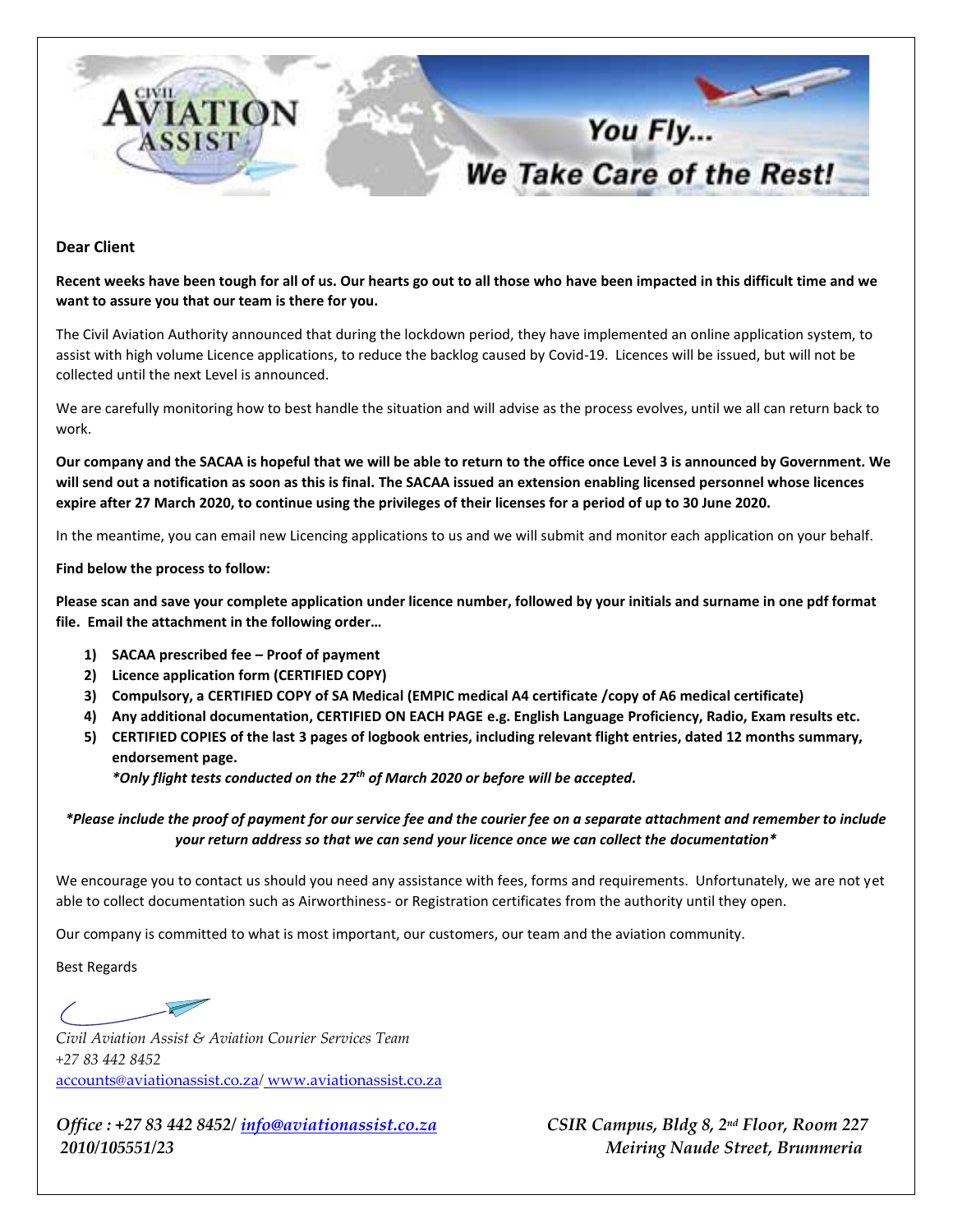**Dear Client**

**Recent weeks have been tough for all of us. Our hearts go out to all those who have been impacted in this difficult time and we want to assure you that our team is there for you.**

The Civil Aviation Authority announced that during the lockdown period, they have implemented an online application system, to assist with high volume Licence applications, to reduce the backlog caused by Covid-19. Licences will be issued, but will not be collected until the next Level is announced.

We are carefully monitoring how to best handle the situation and will advise as the process evolves, until we all can return back to work.

**Our company and the SACAA is hopeful that we will be able to return to the office once Level 3 is announced by Government. We will send out a notification as soon as this is final. The SACAA issued an extension enabling licensed personnel whose licences expire after 27 March 2020, to continue using the privileges of their licenses for a period of up to 30 June 2020.**

In the meantime, you can email new Licencing applications to us and we will submit and monitor each application on your behalf.

**Find below the process to follow:**

**Please scan and save your complete application under licence number, followed by your initials and surname in one pdf format file. Email the attachment in the following order…**

1) **SACAA prescribed fee – Proof of payment**
2) **Licence application form (CERTIFIED COPY)**
3) **Compulsory, a CERTIFIED COPY of SA Medical (EMPIC medical A4 certificate /copy of A6 medical certificate)**
4) **Any additional documentation, CERTIFIED ON EACH PAGE e.g. English Language Proficiency, Radio, Exam results etc.**
5) **CERTIFIED COPIES of the last 3 pages of logbook entries, including relevant flight entries, dated 12 months summary, endorsement page.**
   ***Only flight tests conducted on the 27th of March 2020 or before will be accepted.***

***Please include the proof of payment for our service fee and the courier fee on a separate attachment and remember to include your return address so that we can send your licence once we can collect the documentation***

We encourage you to contact us should you need any assistance with fees, forms and requirements. Unfortunately, we are not yet able to collect documentation such as Airworthiness- or Registration certificates from the authority until they open.

Our company is committed to what is most important, our customers, our team and the aviation community.

Best Regards

*Civil Aviation Assist & Aviation Courier Services Team*
*+27 83 442 8452*
accounts@aviationassist.co.za/ www.aviationassist.co.za

*Office : +27 83 442 8452/ info@aviationassist.co.za*
*2010/105551/23*

*CSIR Campus, Bldg 8, 2nd Floor, Room 227*
*Meiring Naude Street, Brummeria*